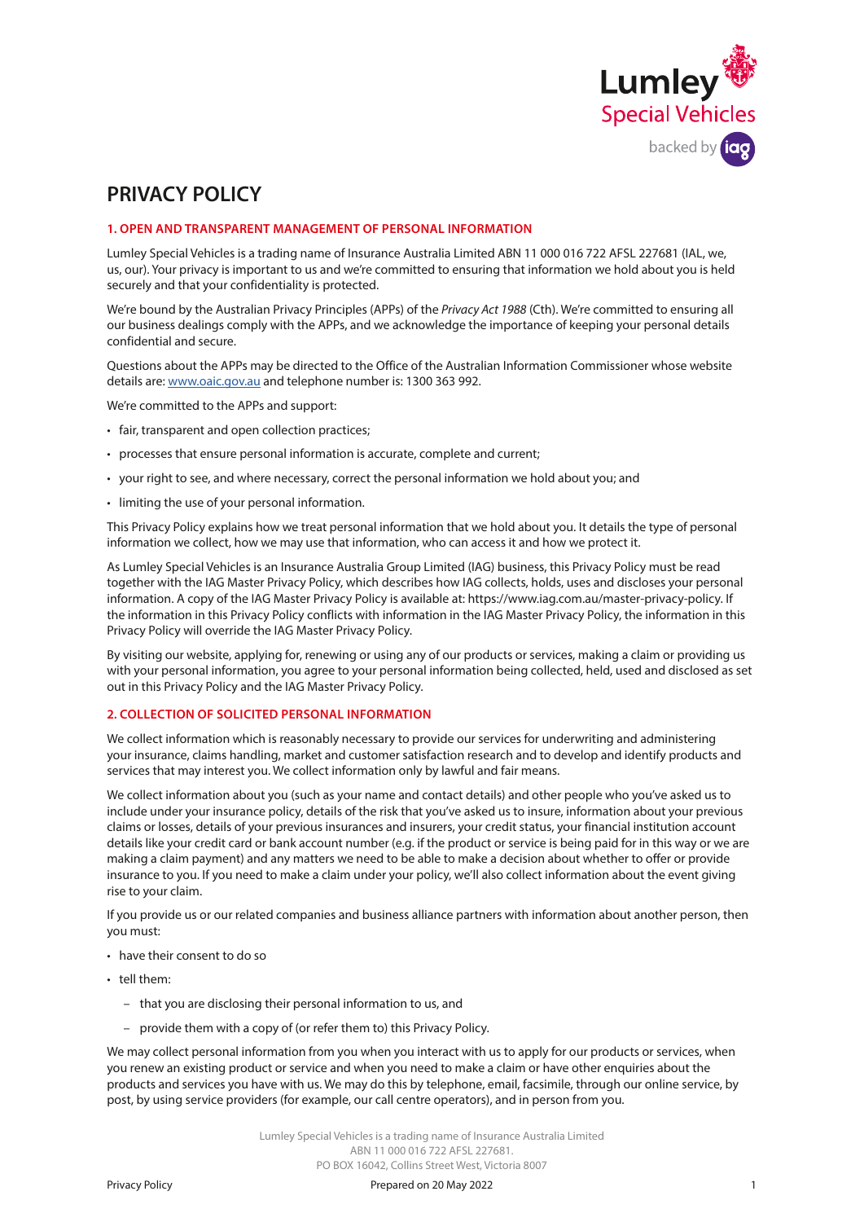# PRIVACY POLICY

## 1. OPEN AND TRANSPARENT MANAGEMENT OF PERSONAL INFORMATION

Lumley Special Vehicles is a trading name of Insurance Australia Limited ABN 11 000 016 722 AFSL 227681 (IAL, we, us, our). Your privacy is important to us and we're committed to ensuring that information we hold about you is held securely and that your confidentiality is protected.

We're bound by the Australian Privacy Principles (APPs) of the *Privacy Act 1988* (Cth). We're committed to ensuring all our business dealings comply with the APPs, and we acknowledge the importance of keeping your personal details confidential and secure.

Questions about the APPs may be directed to the Office of the Australian Information Commissioner whose website details are: www.oaic.gov.au and telephone number is: 1300 363 992.

We're committed to the APPs and support:

- fair, transparent and open collection practices;
- processes that ensure personal information is accurate, complete and current;
- your right to see, and where necessary, correct the personal information we hold about you; and
- limiting the use of your personal information.

This Privacy Policy explains how we treat personal information that we hold about you. It details the type of personal information we collect, how we may use that information, who can access it and how we protect it.

As Lumley Special Vehicles is an Insurance Australia Group Limited (IAG) business, this Privacy Policy must be read together with the IAG Master Privacy Policy, which describes how IAG collects, holds, uses and discloses your personal information. A copy of the IAG Master Privacy Policy is available at: https://www.iag.com.au/master-privacy-policy. If the information in this Privacy Policy conflicts with information in the IAG Master Privacy Policy, the information in this Privacy Policy will override the IAG Master Privacy Policy.

By visiting our website, applying for, renewing or using any of our products or services, making a claim or providing us with your personal information, you agree to your personal information being collected, held, used and disclosed as set out in this Privacy Policy and the IAG Master Privacy Policy.

## 2. COLLECTION OF SOLICITED PERSONAL INFORMATION

We collect information which is reasonably necessary to provide our services for underwriting and administering your insurance, claims handling, market and customer satisfaction research and to develop and identify products and services that may interest you. We collect information only by lawful and fair means.

We collect information about you (such as your name and contact details) and other people who you've asked us to include under your insurance policy, details of the risk that you've asked us to insure, information about your previous claims or losses, details of your previous insurances and insurers, your credit status, your financial institution account details like your credit card or bank account number (e.g. if the product or service is being paid for in this way or we are making a claim payment) and any matters we need to be able to make a decision about whether to offer or provide insurance to you. If you need to make a claim under your policy, we'll also collect information about the event giving rise to your claim.

If you provide us or our related companies and business alliance partners with information about another person, then you must:

- have their consent to do so
- tell them:
  - that you are disclosing their personal information to us, and
  - provide them with a copy of (or refer them to) this Privacy Policy.

We may collect personal information from you when you interact with us to apply for our products or services, when you renew an existing product or service and when you need to make a claim or have other enquiries about the products and services you have with us. We may do this by telephone, email, facsimile, through our online service, by post, by using service providers (for example, our call centre operators), and in person from you.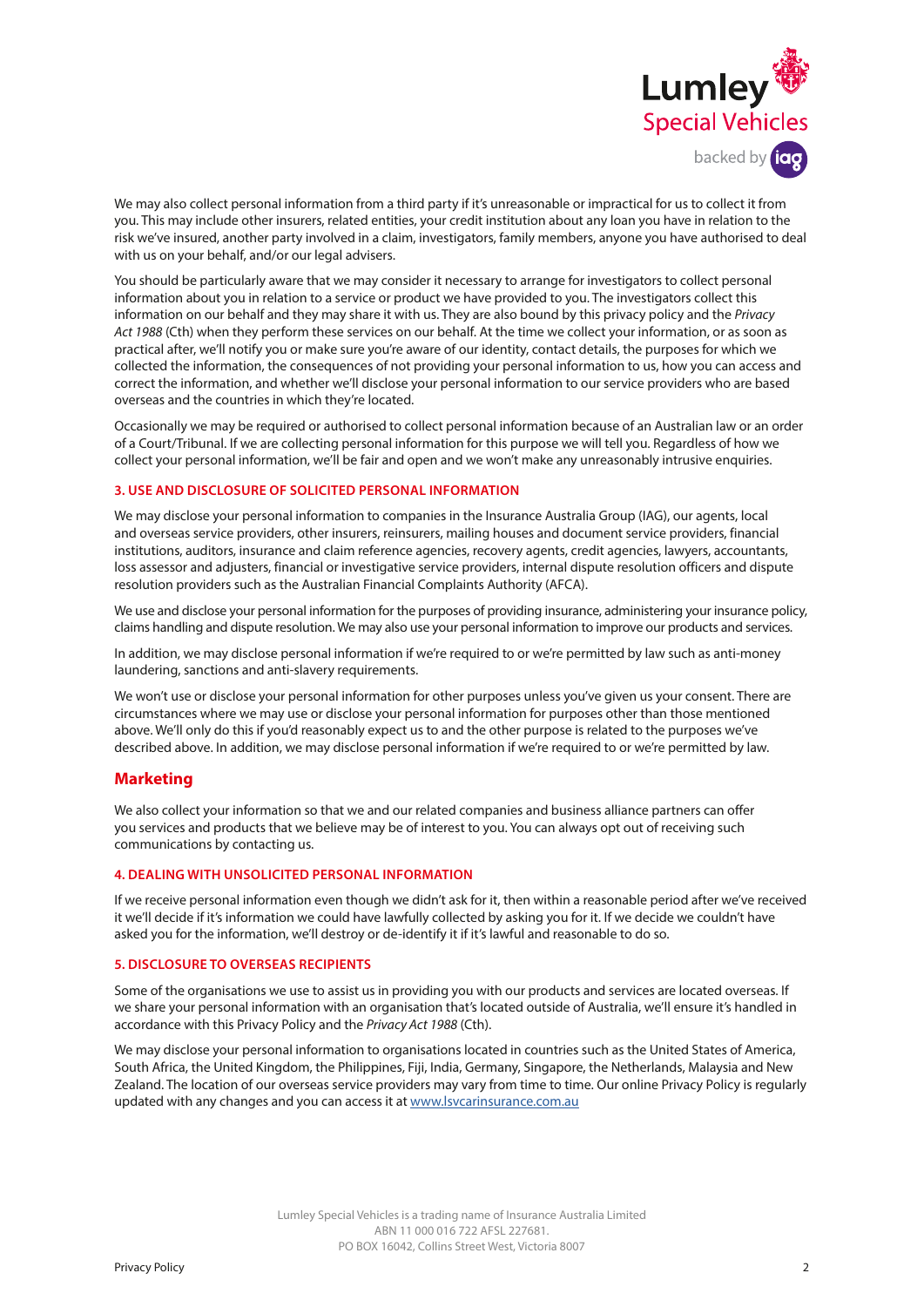We may also collect personal information from a third party if it's unreasonable or impractical for us to collect it from you. This may include other insurers, related entities, your credit institution about any loan you have in relation to the risk we've insured, another party involved in a claim, investigators, family members, anyone you have authorised to deal with us on your behalf, and/or our legal advisers.

You should be particularly aware that we may consider it necessary to arrange for investigators to collect personal information about you in relation to a service or product we have provided to you. The investigators collect this information on our behalf and they may share it with us. They are also bound by this privacy policy and the *Privacy Act 1988* (Cth) when they perform these services on our behalf. At the time we collect your information, or as soon as practical after, we'll notify you or make sure you're aware of our identity, contact details, the purposes for which we collected the information, the consequences of not providing your personal information to us, how you can access and correct the information, and whether we'll disclose your personal information to our service providers who are based overseas and the countries in which they're located.

Occasionally we may be required or authorised to collect personal information because of an Australian law or an order of a Court/Tribunal. If we are collecting personal information for this purpose we will tell you. Regardless of how we collect your personal information, we'll be fair and open and we won't make any unreasonably intrusive enquiries.

### 3. USE AND DISCLOSURE OF SOLICITED PERSONAL INFORMATION

We may disclose your personal information to companies in the Insurance Australia Group (IAG), our agents, local and overseas service providers, other insurers, reinsurers, mailing houses and document service providers, financial institutions, auditors, insurance and claim reference agencies, recovery agents, credit agencies, lawyers, accountants, loss assessor and adjusters, financial or investigative service providers, internal dispute resolution officers and dispute resolution providers such as the Australian Financial Complaints Authority (AFCA).

We use and disclose your personal information for the purposes of providing insurance, administering your insurance policy, claims handling and dispute resolution. We may also use your personal information to improve our products and services.

In addition, we may disclose personal information if we're required to or we're permitted by law such as anti-money laundering, sanctions and anti-slavery requirements.

We won't use or disclose your personal information for other purposes unless you've given us your consent. There are circumstances where we may use or disclose your personal information for purposes other than those mentioned above. We'll only do this if you'd reasonably expect us to and the other purpose is related to the purposes we've described above. In addition, we may disclose personal information if we're required to or we're permitted by law.

## Marketing

We also collect your information so that we and our related companies and business alliance partners can offer you services and products that we believe may be of interest to you. You can always opt out of receiving such communications by contacting us.

### 4. DEALING WITH UNSOLICITED PERSONAL INFORMATION

If we receive personal information even though we didn't ask for it, then within a reasonable period after we've received it we'll decide if it's information we could have lawfully collected by asking you for it. If we decide we couldn't have asked you for the information, we'll destroy or de-identify it if it's lawful and reasonable to do so.

### 5. DISCLOSURE TO OVERSEAS RECIPIENTS

Some of the organisations we use to assist us in providing you with our products and services are located overseas. If we share your personal information with an organisation that's located outside of Australia, we'll ensure it's handled in accordance with this Privacy Policy and the *Privacy Act 1988* (Cth).

We may disclose your personal information to organisations located in countries such as the United States of America, South Africa, the United Kingdom, the Philippines, Fiji, India, Germany, Singapore, the Netherlands, Malaysia and New Zealand. The location of our overseas service providers may vary from time to time. Our online Privacy Policy is regularly updated with any changes and you can access it at [www.lsvcarinsurance.com.au](www.lsvcarinsurance.com.au)

Lumley Special Vehicles is a trading name of Insurance Australia Limited
ABN 11 000 016 722 AFSL 227681.
PO BOX 16042, Collins Street West, Victoria 8007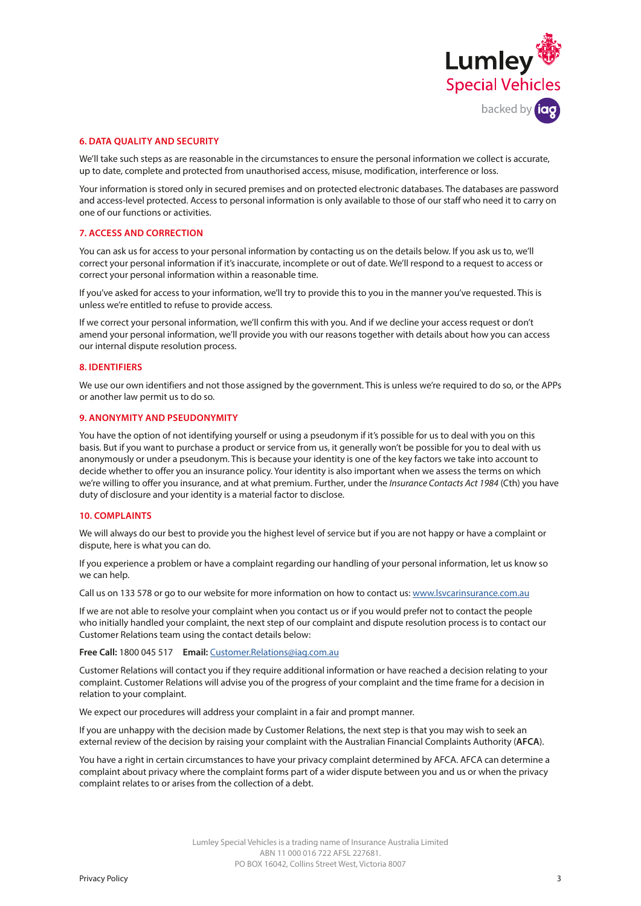## 6. DATA QUALITY AND SECURITY

We'll take such steps as are reasonable in the circumstances to ensure the personal information we collect is accurate, up to date, complete and protected from unauthorised access, misuse, modification, interference or loss.

Your information is stored only in secured premises and on protected electronic databases. The databases are password and access-level protected. Access to personal information is only available to those of our staff who need it to carry on one of our functions or activities.

## 7. ACCESS AND CORRECTION

You can ask us for access to your personal information by contacting us on the details below. If you ask us to, we'll correct your personal information if it's inaccurate, incomplete or out of date. We'll respond to a request to access or correct your personal information within a reasonable time.

If you've asked for access to your information, we'll try to provide this to you in the manner you've requested. This is unless we're entitled to refuse to provide access.

If we correct your personal information, we'll confirm this with you. And if we decline your access request or don't amend your personal information, we'll provide you with our reasons together with details about how you can access our internal dispute resolution process.

## 8. IDENTIFIERS

We use our own identifiers and not those assigned by the government. This is unless we're required to do so, or the APPs or another law permit us to do so.

## 9. ANONYMITY AND PSEUDONYMITY

You have the option of not identifying yourself or using a pseudonym if it's possible for us to deal with you on this basis. But if you want to purchase a product or service from us, it generally won't be possible for you to deal with us anonymously or under a pseudonym. This is because your identity is one of the key factors we take into account to decide whether to offer you an insurance policy. Your identity is also important when we assess the terms on which we're willing to offer you insurance, and at what premium. Further, under the *Insurance Contacts Act 1984* (Cth) you have duty of disclosure and your identity is a material factor to disclose.

## 10. COMPLAINTS

We will always do our best to provide you the highest level of service but if you are not happy or have a complaint or dispute, here is what you can do.

If you experience a problem or have a complaint regarding our handling of your personal information, let us know so we can help.

Call us on 133 578 or go to our website for more information on how to contact us: www.lsvcarinsurance.com.au

If we are not able to resolve your complaint when you contact us or if you would prefer not to contact the people who initially handled your complaint, the next step of our complaint and dispute resolution process is to contact our Customer Relations team using the contact details below:

**Free Call:** 1800 045 517 **Email:** Customer.Relations@iag.com.au

Customer Relations will contact you if they require additional information or have reached a decision relating to your complaint. Customer Relations will advise you of the progress of your complaint and the time frame for a decision in relation to your complaint.

We expect our procedures will address your complaint in a fair and prompt manner.

If you are unhappy with the decision made by Customer Relations, the next step is that you may wish to seek an external review of the decision by raising your complaint with the Australian Financial Complaints Authority (**AFCA**).

You have a right in certain circumstances to have your privacy complaint determined by AFCA. AFCA can determine a complaint about privacy where the complaint forms part of a wider dispute between you and us or when the privacy complaint relates to or arises from the collection of a debt.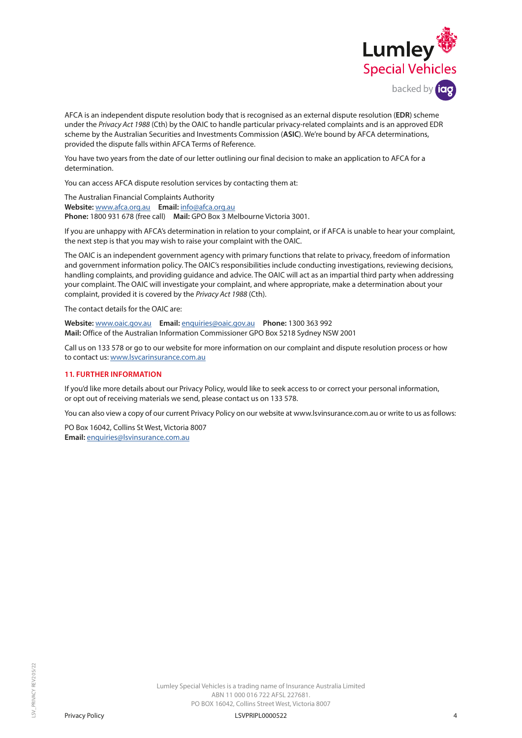AFCA is an independent dispute resolution body that is recognised as an external dispute resolution (**EDR**) scheme under the *Privacy Act 1988* (Cth) by the OAIC to handle particular privacy-related complaints and is an approved EDR scheme by the Australian Securities and Investments Commission (**ASIC**). We're bound by AFCA determinations, provided the dispute falls within AFCA Terms of Reference.

You have two years from the date of our letter outlining our final decision to make an application to AFCA for a determination.

You can access AFCA dispute resolution services by contacting them at:

The Australian Financial Complaints Authority
**Website:** www.afca.org.au **Email:** info@afca.org.au
**Phone:** 1800 931 678 (free call) **Mail:** GPO Box 3 Melbourne Victoria 3001.

If you are unhappy with AFCA's determination in relation to your complaint, or if AFCA is unable to hear your complaint, the next step is that you may wish to raise your complaint with the OAIC.

The OAIC is an independent government agency with primary functions that relate to privacy, freedom of information and government information policy. The OAIC's responsibilities include conducting investigations, reviewing decisions, handling complaints, and providing guidance and advice. The OAIC will act as an impartial third party when addressing your complaint. The OAIC will investigate your complaint, and where appropriate, make a determination about your complaint, provided it is covered by the *Privacy Act 1988* (Cth).

The contact details for the OAIC are:

**Website:** www.oaic.gov.au **Email:** enquiries@oaic.gov.au **Phone:** 1300 363 992
**Mail:** Office of the Australian Information Commissioner GPO Box 5218 Sydney NSW 2001

Call us on 133 578 or go to our website for more information on our complaint and dispute resolution process or how to contact us: www.lsvcarinsurance.com.au

## 11. FURTHER INFORMATION

If you'd like more details about our Privacy Policy, would like to seek access to or correct your personal information, or opt out of receiving materials we send, please contact us on 133 578.

You can also view a copy of our current Privacy Policy on our website at www.lsvinsurance.com.au or write to us as follows:

PO Box 16042, Collins St West, Victoria 8007
**Email:** enquiries@lsvinsurance.com.au

Lumley Special Vehicles is a trading name of Insurance Australia Limited
ABN 11 000 016 722 AFSL 227681.
PO BOX 16042, Collins Street West, Victoria 8007

LSVPRIPL0000522